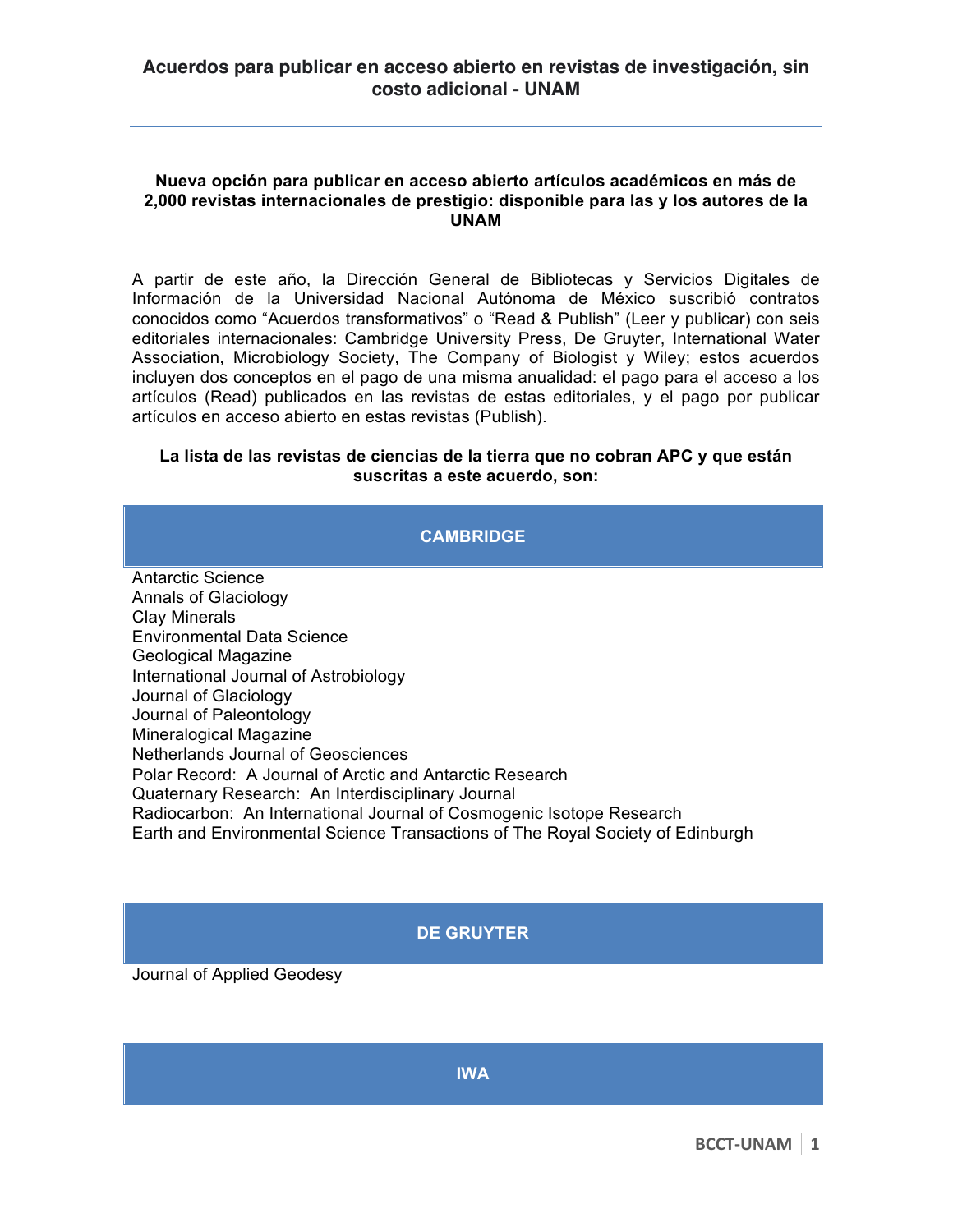# Acuerdos para publicar en acceso abierto en revistas de investigación, sin costo adicional - UNAM

---

**Nueva opción para publicar en acceso abierto artículos académicos en más de 2,000 revistas internacionales de prestigio: disponible para las y los autores de la UNAM**

A partir de este año, la Dirección General de Bibliotecas y Servicios Digitales de Información de la Universidad Nacional Autónoma de México suscribió contratos conocidos como “Acuerdos transformativos” o “Read & Publish” (Leer y publicar) con seis editoriales internacionales: Cambridge University Press, De Gruyter, International Water Association, Microbiology Society, The Company of Biologist y Wiley; estos acuerdos incluyen dos conceptos en el pago de una misma anualidad: el pago para el acceso a los artículos (Read) publicados en las revistas de estas editoriales, y el pago por publicar artículos en acceso abierto en estas revistas (Publish).

**La lista de las revistas de ciencias de la tierra que no cobran APC y que están suscritas a este acuerdo, son:**

## CAMBRIDGE

Antarctic Science
Annals of Glaciology
Clay Minerals
Environmental Data Science
Geological Magazine
International Journal of Astrobiology
Journal of Glaciology
Journal of Paleontology
Mineralogical Magazine
Netherlands Journal of Geosciences
Polar Record: A Journal of Arctic and Antarctic Research
Quaternary Research: An Interdisciplinary Journal
Radiocarbon: An International Journal of Cosmogenic Isotope Research
Earth and Environmental Science Transactions of The Royal Society of Edinburgh

## DE GRUYTER

Journal of Applied Geodesy

## IWA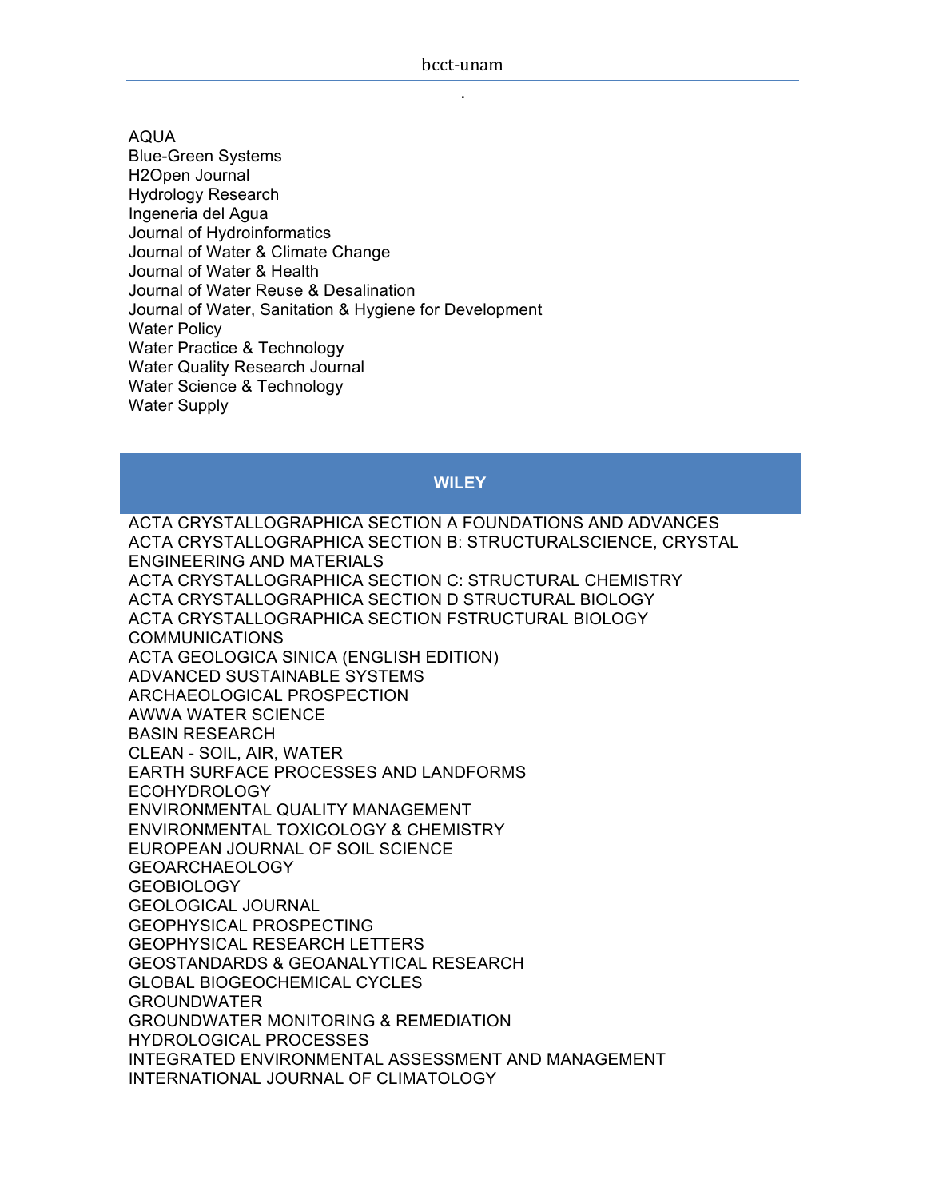AQUA
Blue-Green Systems
H2Open Journal
Hydrology Research
Ingeneria del Agua
Journal of Hydroinformatics
Journal of Water & Climate Change
Journal of Water & Health
Journal of Water Reuse & Desalination
Journal of Water, Sanitation & Hygiene for Development
Water Policy
Water Practice & Technology
Water Quality Research Journal
Water Science & Technology
Water Supply

## WILEY

ACTA CRYSTALLOGRAPHICA SECTION A FOUNDATIONS AND ADVANCES
ACTA CRYSTALLOGRAPHICA SECTION B: STRUCTURALSCIENCE, CRYSTAL ENGINEERING AND MATERIALS
ACTA CRYSTALLOGRAPHICA SECTION C: STRUCTURAL CHEMISTRY
ACTA CRYSTALLOGRAPHICA SECTION D STRUCTURAL BIOLOGY
ACTA CRYSTALLOGRAPHICA SECTION FSTRUCTURAL BIOLOGY COMMUNICATIONS
ACTA GEOLOGICA SINICA (ENGLISH EDITION)
ADVANCED SUSTAINABLE SYSTEMS
ARCHAEOLOGICAL PROSPECTION
AWWA WATER SCIENCE
BASIN RESEARCH
CLEAN - SOIL, AIR, WATER
EARTH SURFACE PROCESSES AND LANDFORMS
ECOHYDROLOGY
ENVIRONMENTAL QUALITY MANAGEMENT
ENVIRONMENTAL TOXICOLOGY & CHEMISTRY
EUROPEAN JOURNAL OF SOIL SCIENCE
GEOARCHAEOLOGY
GEOBIOLOGY
GEOLOGICAL JOURNAL
GEOPHYSICAL PROSPECTING
GEOPHYSICAL RESEARCH LETTERS
GEOSTANDARDS & GEOANALYTICAL RESEARCH
GLOBAL BIOGEOCHEMICAL CYCLES
GROUNDWATER
GROUNDWATER MONITORING & REMEDIATION
HYDROLOGICAL PROCESSES
INTEGRATED ENVIRONMENTAL ASSESSMENT AND MANAGEMENT
INTERNATIONAL JOURNAL OF CLIMATOLOGY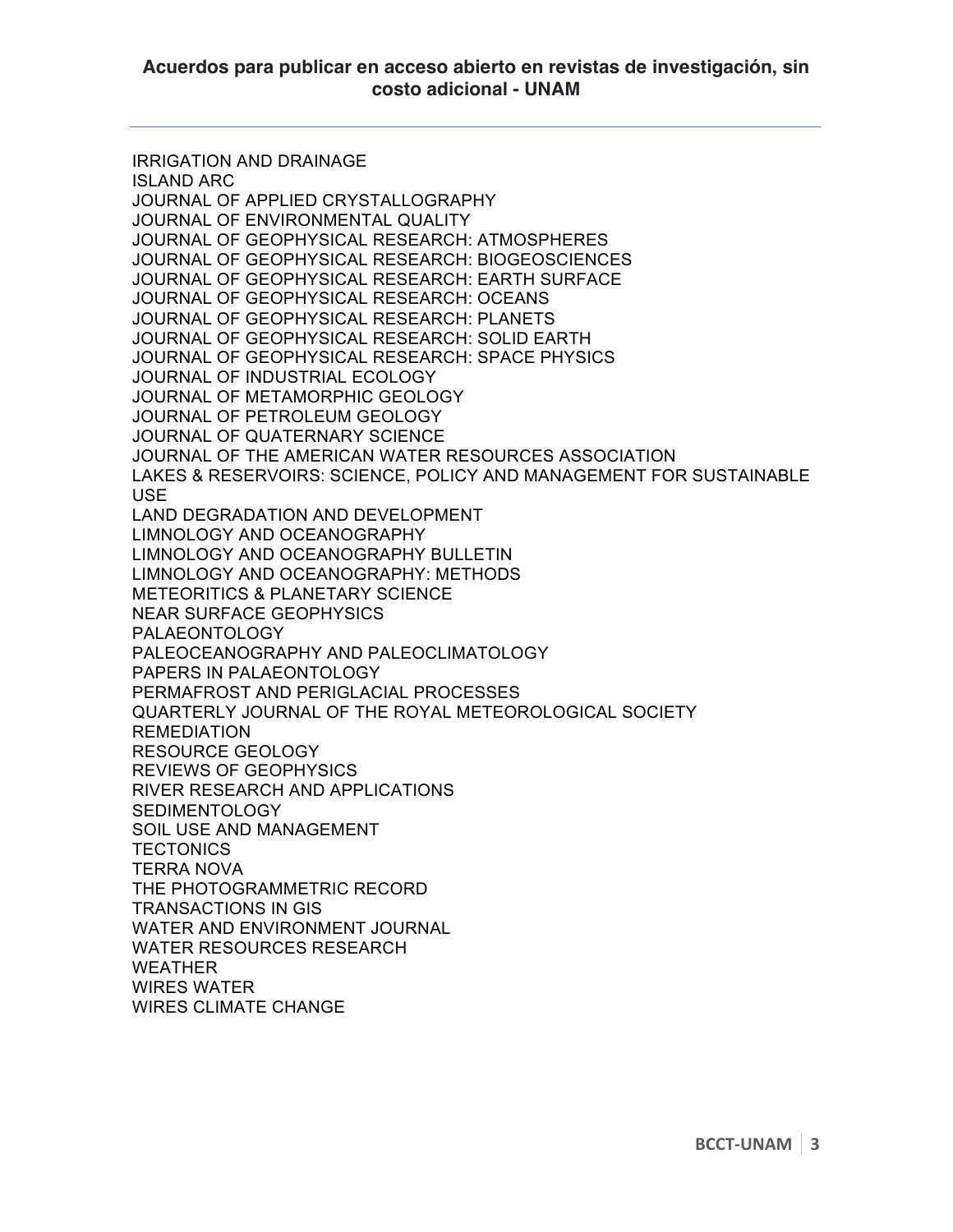IRRIGATION AND DRAINAGE
ISLAND ARC
JOURNAL OF APPLIED CRYSTALLOGRAPHY
JOURNAL OF ENVIRONMENTAL QUALITY
JOURNAL OF GEOPHYSICAL RESEARCH: ATMOSPHERES
JOURNAL OF GEOPHYSICAL RESEARCH: BIOGEOSCIENCES
JOURNAL OF GEOPHYSICAL RESEARCH: EARTH SURFACE
JOURNAL OF GEOPHYSICAL RESEARCH: OCEANS
JOURNAL OF GEOPHYSICAL RESEARCH: PLANETS
JOURNAL OF GEOPHYSICAL RESEARCH: SOLID EARTH
JOURNAL OF GEOPHYSICAL RESEARCH: SPACE PHYSICS
JOURNAL OF INDUSTRIAL ECOLOGY
JOURNAL OF METAMORPHIC GEOLOGY
JOURNAL OF PETROLEUM GEOLOGY
JOURNAL OF QUATERNARY SCIENCE
JOURNAL OF THE AMERICAN WATER RESOURCES ASSOCIATION
LAKES & RESERVOIRS: SCIENCE, POLICY AND MANAGEMENT FOR SUSTAINABLE USE
LAND DEGRADATION AND DEVELOPMENT
LIMNOLOGY AND OCEANOGRAPHY
LIMNOLOGY AND OCEANOGRAPHY BULLETIN
LIMNOLOGY AND OCEANOGRAPHY: METHODS
METEORITICS & PLANETARY SCIENCE
NEAR SURFACE GEOPHYSICS
PALAEONTOLOGY
PALEOCEANOGRAPHY AND PALEOCLIMATOLOGY
PAPERS IN PALAEONTOLOGY
PERMAFROST AND PERIGLACIAL PROCESSES
QUARTERLY JOURNAL OF THE ROYAL METEOROLOGICAL SOCIETY
REMEDIATION
RESOURCE GEOLOGY
REVIEWS OF GEOPHYSICS
RIVER RESEARCH AND APPLICATIONS
SEDIMENTOLOGY
SOIL USE AND MANAGEMENT
TECTONICS
TERRA NOVA
THE PHOTOGRAMMETRIC RECORD
TRANSACTIONS IN GIS
WATER AND ENVIRONMENT JOURNAL
WATER RESOURCES RESEARCH
WEATHER
WIRES WATER
WIRES CLIMATE CHANGE